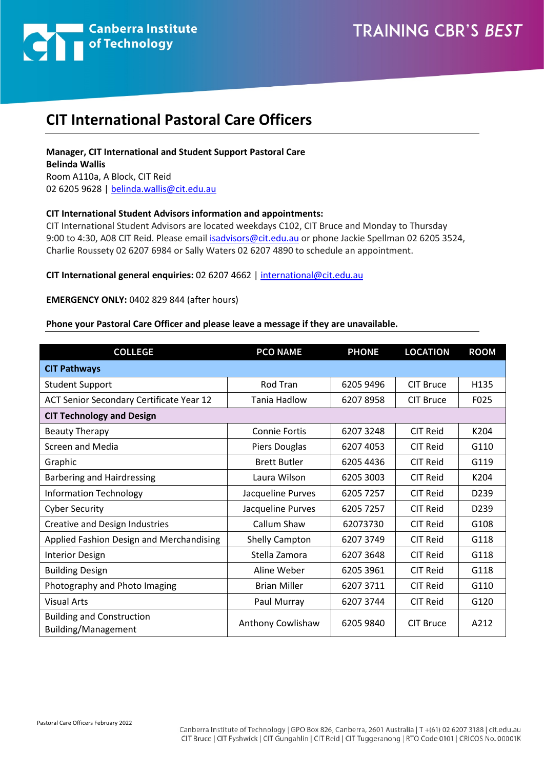# CIT International Pastoral Care Officers

**Manager, CIT International and Student Support Pastoral Care**
**Belinda Wallis**
Room A110a, A Block, CIT Reid
02 6205 9628 | belinda.wallis@cit.edu.au

**CIT International Student Advisors information and appointments:**
CIT International Student Advisors are located weekdays C102, CIT Bruce and Monday to Thursday 9:00 to 4:30, A08 CIT Reid. Please email isadvisors@cit.edu.au or phone Jackie Spellman 02 6205 3524, Charlie Roussety 02 6207 6984 or Sally Waters 02 6207 4890 to schedule an appointment.

**CIT International general enquiries:** 02 6207 4662 | international@cit.edu.au

**EMERGENCY ONLY:** 0402 829 844 (after hours)

**Phone your Pastoral Care Officer and please leave a message if they are unavailable.**

| COLLEGE | PCO NAME | PHONE | LOCATION | ROOM |
|---|---|---|---|---|
| **CIT Pathways** | | | | |
| Student Support | Rod Tran | 6205 9496 | CIT Bruce | H135 |
| ACT Senior Secondary Certificate Year 12 | Tania Hadlow | 6207 8958 | CIT Bruce | F025 |
| **CIT Technology and Design** | | | | |
| Beauty Therapy | Connie Fortis | 6207 3248 | CIT Reid | K204 |
| Screen and Media | Piers Douglas | 6207 4053 | CIT Reid | G110 |
| Graphic | Brett Butler | 6205 4436 | CIT Reid | G119 |
| Barbering and Hairdressing | Laura Wilson | 6205 3003 | CIT Reid | K204 |
| Information Technology | Jacqueline Purves | 6205 7257 | CIT Reid | D239 |
| Cyber Security | Jacqueline Purves | 6205 7257 | CIT Reid | D239 |
| Creative and Design Industries | Callum Shaw | 62073730 | CIT Reid | G108 |
| Applied Fashion Design and Merchandising | Shelly Campton | 6207 3749 | CIT Reid | G118 |
| Interior Design | Stella Zamora | 6207 3648 | CIT Reid | G118 |
| Building Design | Aline Weber | 6205 3961 | CIT Reid | G118 |
| Photography and Photo Imaging | Brian Miller | 6207 3711 | CIT Reid | G110 |
| Visual Arts | Paul Murray | 6207 3744 | CIT Reid | G120 |
| Building and Construction Building/Management | Anthony Cowlishaw | 6205 9840 | CIT Bruce | A212 |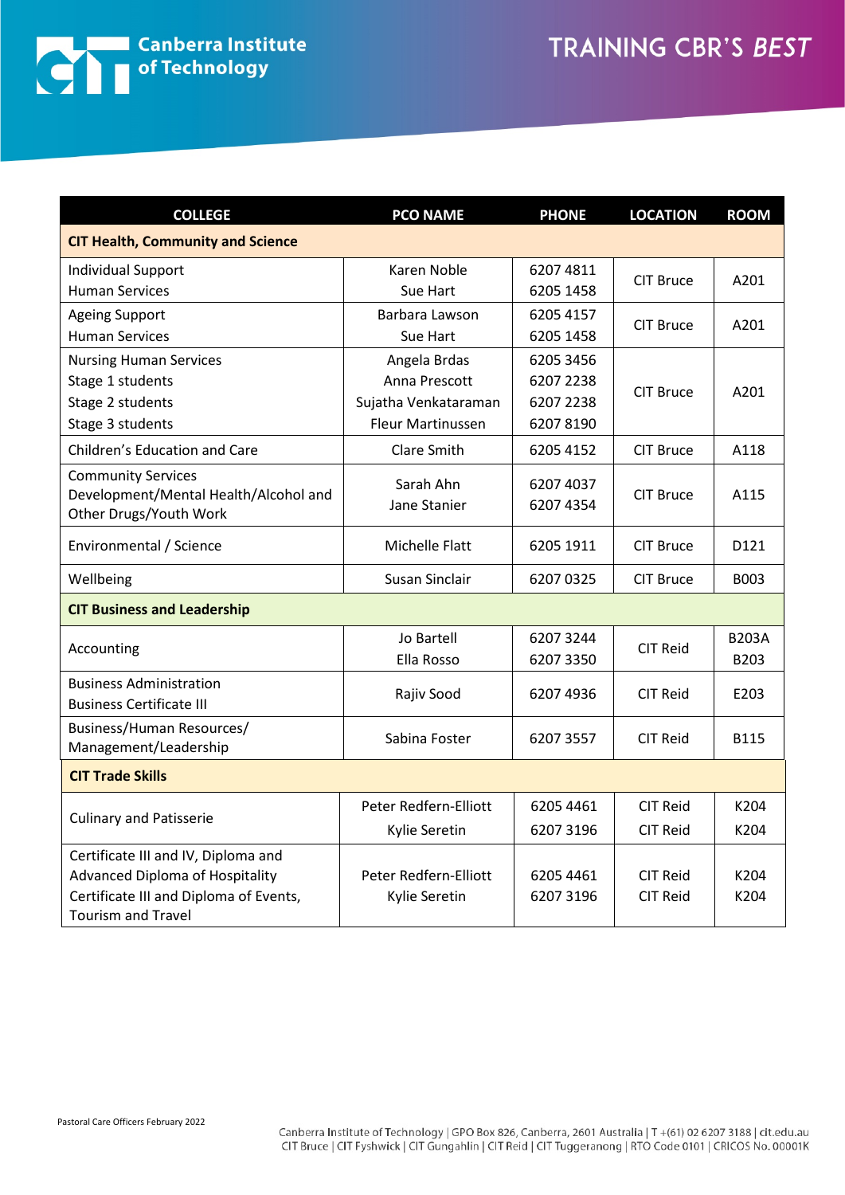| COLLEGE | PCO NAME | PHONE | LOCATION | ROOM |
|---|---|---|---|---|
| **CIT Health, Community and Science** | | | | |
| Individual Support<br>Human Services | Karen Noble<br>Sue Hart | 6207 4811<br>6205 1458 | CIT Bruce | A201 |
| Ageing Support<br>Human Services | Barbara Lawson<br>Sue Hart | 6205 4157<br>6205 1458 | CIT Bruce | A201 |
| Nursing Human Services<br>Stage 1 students<br>Stage 2 students<br>Stage 3 students | Angela Brdas<br>Anna Prescott<br>Sujatha Venkataraman<br>Fleur Martinussen | 6205 3456<br>6207 2238<br>6207 2238<br>6207 8190 | CIT Bruce | A201 |
| Children's Education and Care | Clare Smith | 6205 4152 | CIT Bruce | A118 |
| Community Services Development/Mental Health/Alcohol and Other Drugs/Youth Work | Sarah Ahn<br>Jane Stanier | 6207 4037<br>6207 4354 | CIT Bruce | A115 |
| Environmental / Science | Michelle Flatt | 6205 1911 | CIT Bruce | D121 |
| Wellbeing | Susan Sinclair | 6207 0325 | CIT Bruce | B003 |
| **CIT Business and Leadership** | | | | |
| Accounting | Jo Bartell<br>Ella Rosso | 6207 3244<br>6207 3350 | CIT Reid | B203A<br>B203 |
| Business Administration<br>Business Certificate III | Rajiv Sood | 6207 4936 | CIT Reid | E203 |
| Business/Human Resources/ Management/Leadership | Sabina Foster | 6207 3557 | CIT Reid | B115 |
| **CIT Trade Skills** | | | | |
| Culinary and Patisserie | Peter Redfern-Elliott<br>Kylie Seretin | 6205 4461<br>6207 3196 | CIT Reid<br>CIT Reid | K204<br>K204 |
| Certificate III and IV, Diploma and Advanced Diploma of Hospitality Certificate III and Diploma of Events, Tourism and Travel | Peter Redfern-Elliott<br>Kylie Seretin | 6205 4461<br>6207 3196 | CIT Reid<br>CIT Reid | K204<br>K204 |

Pastoral Care Officers February 2022